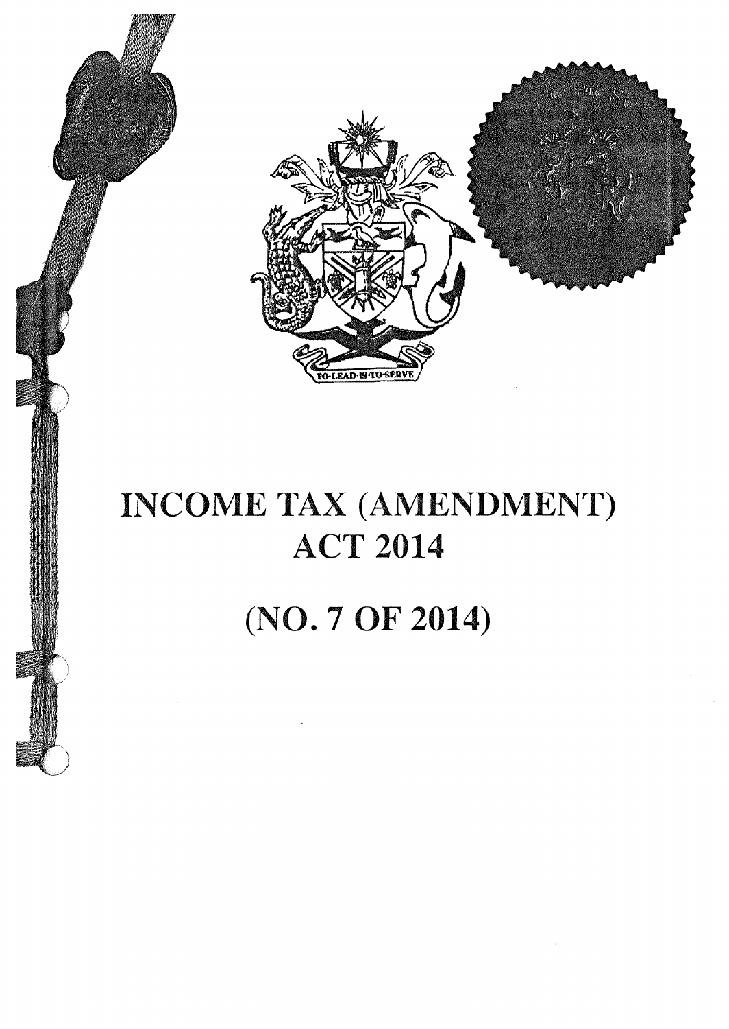# INCOME TAX (AMENDMENT) ACT 2014

# (NO. 7 OF 2014)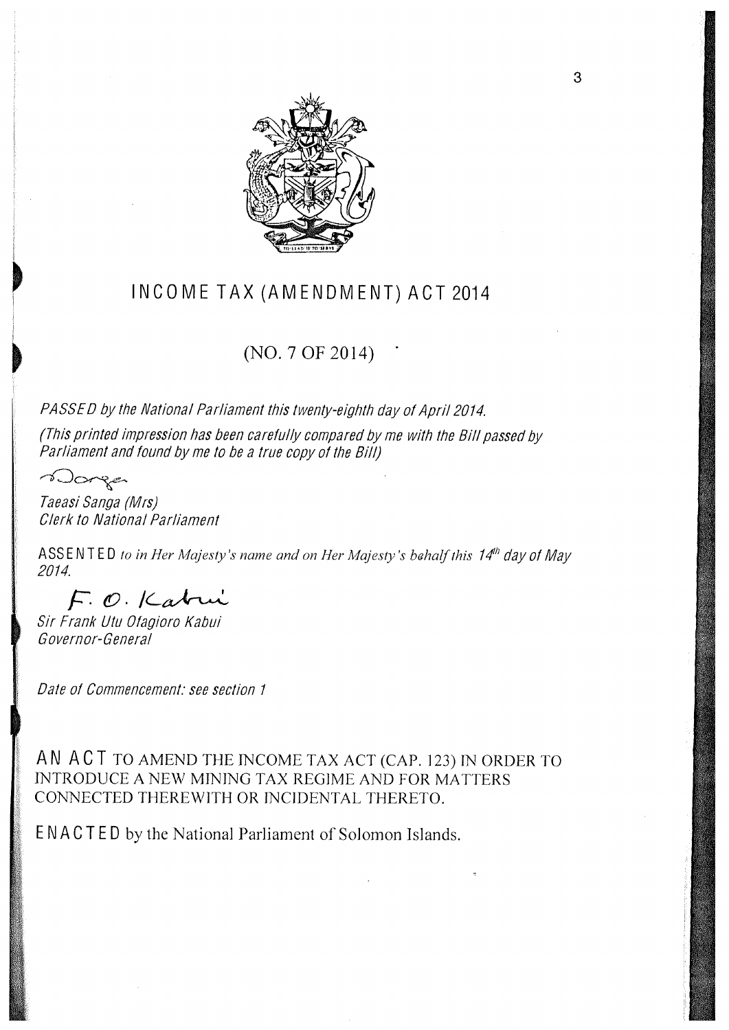# INCOME TAX (AMENDMENT) ACT 2014

## (NO. 7 OF 2014)

*PASSED by the National Parliament this twenty-eighth day of April 2014.*

*(This printed impression has been carefully compared by me with the Bill passed by Parliament and found by me to be a true copy of the Bill)*

*Taeasi Sanga (Mrs)*
*Clerk to National Parliament*

ASSENTED *to in Her Majesty's name and on Her Majesty's behalf this 14th day of May 2014.*

*F. O. Kabui*

*Sir Frank Utu Ofagioro Kabui*
*Governor-General*

*Date of Commencement: see section 1*

AN ACT TO AMEND THE INCOME TAX ACT (CAP. 123) IN ORDER TO INTRODUCE A NEW MINING TAX REGIME AND FOR MATTERS CONNECTED THEREWITH OR INCIDENTAL THERETO.

ENACTED by the National Parliament of Solomon Islands.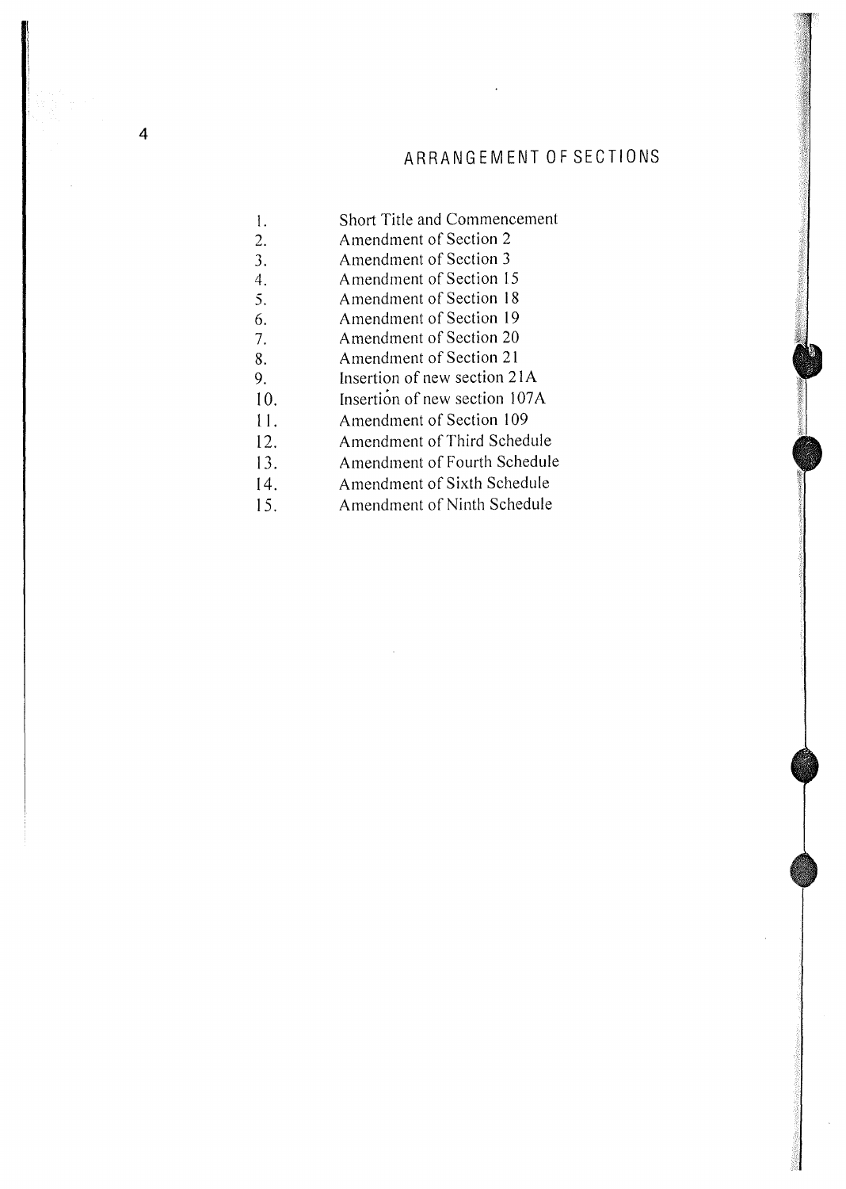# ARRANGEMENT OF SECTIONS

1. Short Title and Commencement
2. Amendment of Section 2
3. Amendment of Section 3
4. Amendment of Section 15
5. Amendment of Section 18
6. Amendment of Section 19
7. Amendment of Section 20
8. Amendment of Section 21
9. Insertion of new section 21A
10. Insertion of new section 107A
11. Amendment of Section 109
12. Amendment of Third Schedule
13. Amendment of Fourth Schedule
14. Amendment of Sixth Schedule
15. Amendment of Ninth Schedule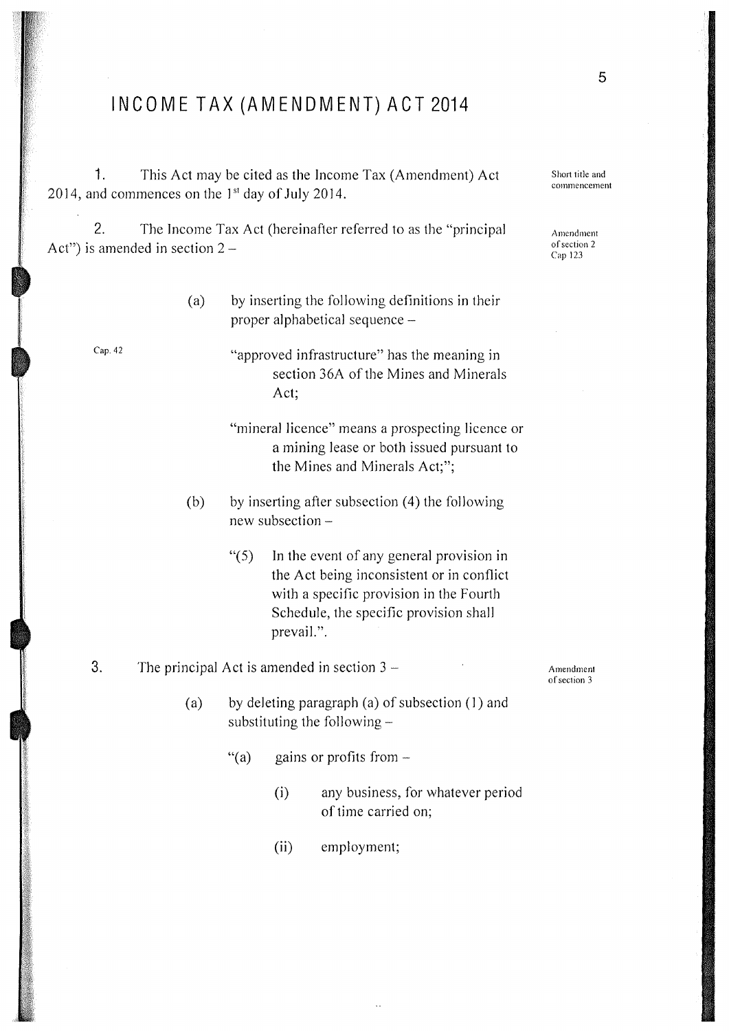# INCOME TAX (AMENDMENT) ACT 2014

**Short title and commencement**

1. This Act may be cited as the Income Tax (Amendment) Act 2014, and commences on the 1st day of July 2014.

**Amendment of section 2 Cap 123**

2. The Income Tax Act (hereinafter referred to as the "principal Act") is amended in section 2 –

   (a) by inserting the following definitions in their proper alphabetical sequence –

   Cap. 42

   "approved infrastructure" has the meaning in section 36A of the Mines and Minerals Act;

   "mineral licence" means a prospecting licence or a mining lease or both issued pursuant to the Mines and Minerals Act;";

   (b) by inserting after subsection (4) the following new subsection –

   "(5) In the event of any general provision in the Act being inconsistent or in conflict with a specific provision in the Fourth Schedule, the specific provision shall prevail.".

**Amendment of section 3**

3. The principal Act is amended in section 3 –

   (a) by deleting paragraph (a) of subsection (1) and substituting the following –

   "(a) gains or profits from –

   (i) any business, for whatever period of time carried on;

   (ii) employment;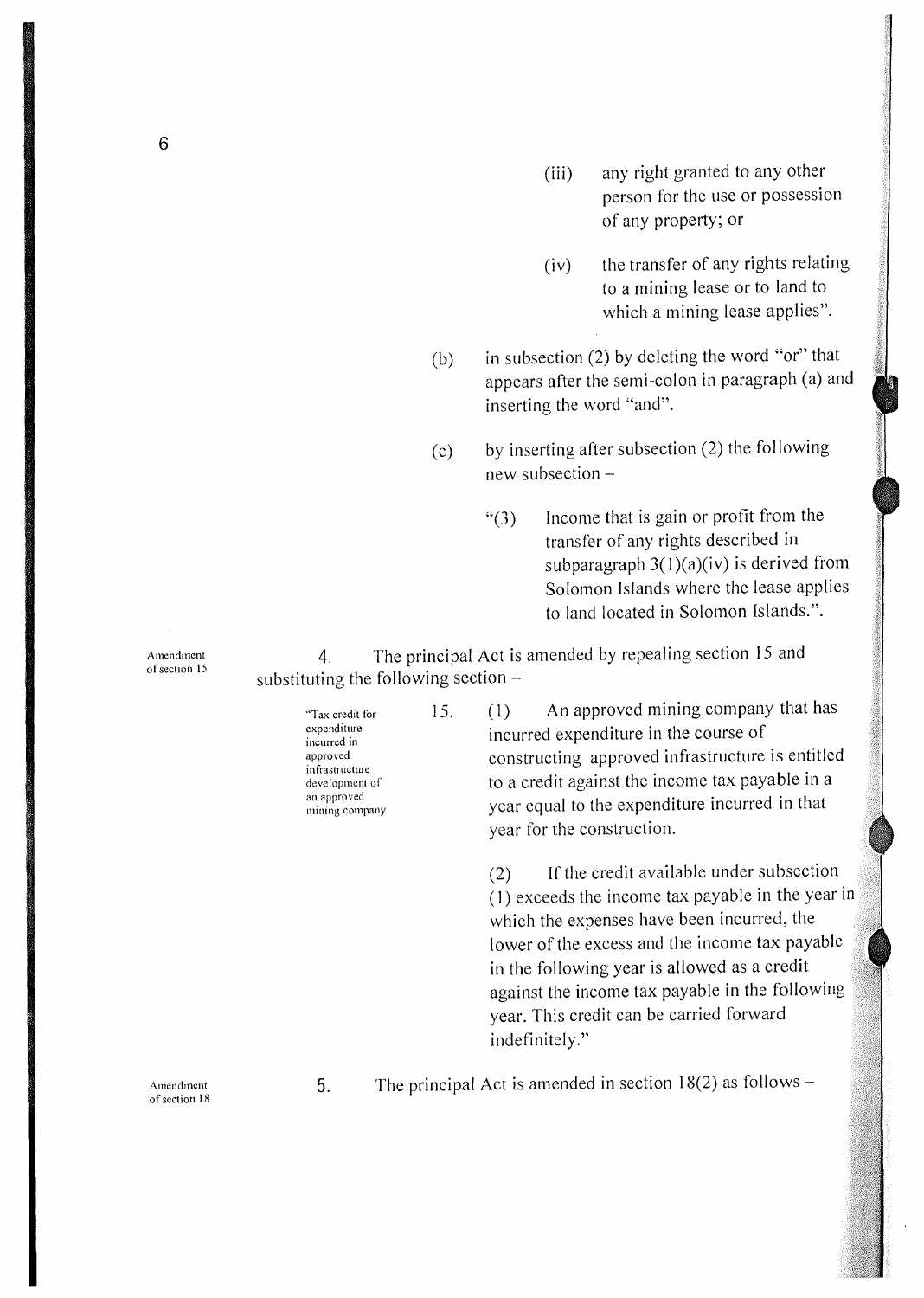(iii) any right granted to any other person for the use or possession of any property; or

(iv) the transfer of any rights relating to a mining lease or to land to which a mining lease applies".

(b) in subsection (2) by deleting the word "or" that appears after the semi-colon in paragraph (a) and inserting the word "and".

(c) by inserting after subsection (2) the following new subsection –

"(3) Income that is gain or profit from the transfer of any rights described in subparagraph 3(1)(a)(iv) is derived from Solomon Islands where the lease applies to land located in Solomon Islands.".

Amendment of section 15

4. The principal Act is amended by repealing section 15 and substituting the following section –

"Tax credit for expenditure incurred in approved infrastructure development of an approved mining company

15. (1) An approved mining company that has incurred expenditure in the course of constructing approved infrastructure is entitled to a credit against the income tax payable in a year equal to the expenditure incurred in that year for the construction.

(2) If the credit available under subsection (1) exceeds the income tax payable in the year in which the expenses have been incurred, the lower of the excess and the income tax payable in the following year is allowed as a credit against the income tax payable in the following year. This credit can be carried forward indefinitely."

Amendment of section 18

5. The principal Act is amended in section 18(2) as follows –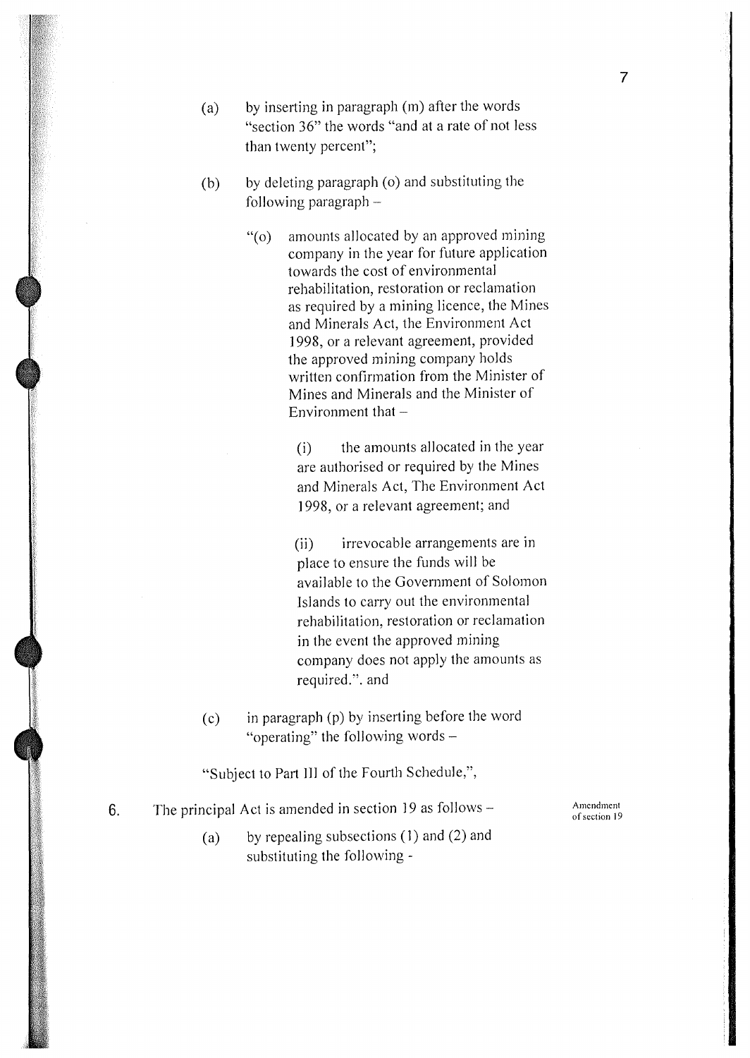(a) by inserting in paragraph (m) after the words "section 36" the words "and at a rate of not less than twenty percent";

(b) by deleting paragraph (o) and substituting the following paragraph –

> "(o) amounts allocated by an approved mining company in the year for future application towards the cost of environmental rehabilitation, restoration or reclamation as required by a mining licence, the Mines and Minerals Act, the Environment Act 1998, or a relevant agreement, provided the approved mining company holds written confirmation from the Minister of Mines and Minerals and the Minister of Environment that –
>
> > (i) the amounts allocated in the year are authorised or required by the Mines and Minerals Act, The Environment Act 1998, or a relevant agreement; and
> >
> > (ii) irrevocable arrangements are in place to ensure the funds will be available to the Government of Solomon Islands to carry out the environmental rehabilitation, restoration or reclamation in the event the approved mining company does not apply the amounts as required.". and

(c) in paragraph (p) by inserting before the word "operating" the following words –

"Subject to Part III of the Fourth Schedule,",

6. The principal Act is amended in section 19 as follows – *Amendment of section 19*

(a) by repealing subsections (1) and (2) and substituting the following -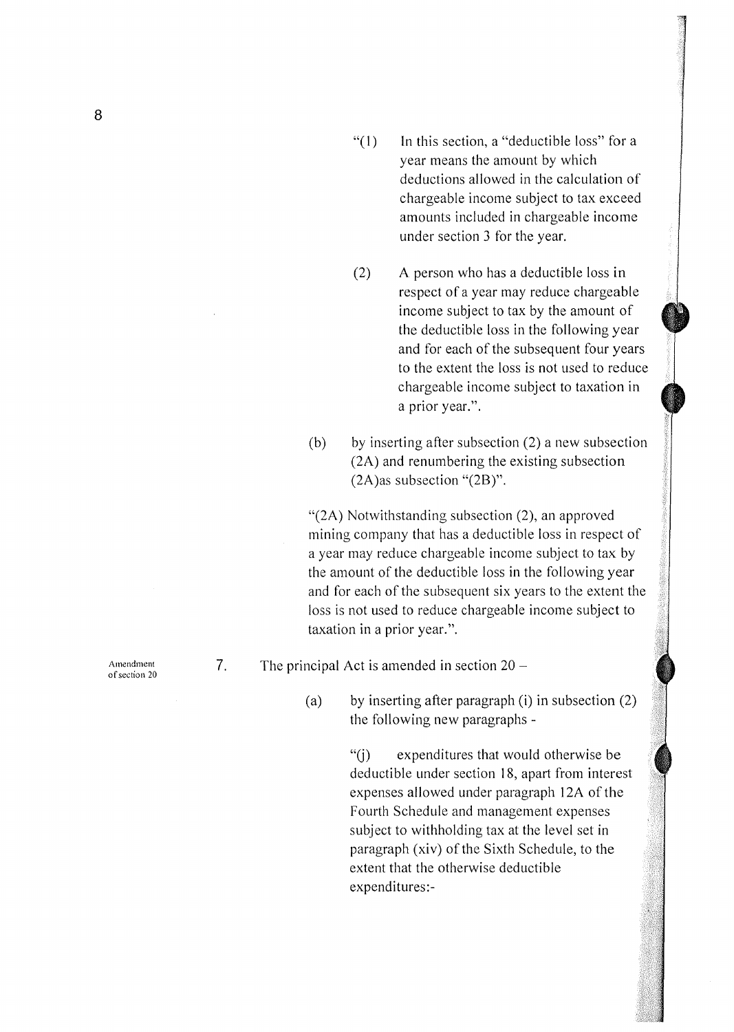"(1) In this section, a "deductible loss" for a year means the amount by which deductions allowed in the calculation of chargeable income subject to tax exceed amounts included in chargeable income under section 3 for the year.

(2) A person who has a deductible loss in respect of a year may reduce chargeable income subject to tax by the amount of the deductible loss in the following year and for each of the subsequent four years to the extent the loss is not used to reduce chargeable income subject to taxation in a prior year.".

(b) by inserting after subsection (2) a new subsection (2A) and renumbering the existing subsection (2A)as subsection "(2B)".

"(2A) Notwithstanding subsection (2), an approved mining company that has a deductible loss in respect of a year may reduce chargeable income subject to tax by the amount of the deductible loss in the following year and for each of the subsequent six years to the extent the loss is not used to reduce chargeable income subject to taxation in a prior year.".

Amendment of section 20

7. The principal Act is amended in section 20 –

(a) by inserting after paragraph (i) in subsection (2) the following new paragraphs -

"(j) expenditures that would otherwise be deductible under section 18, apart from interest expenses allowed under paragraph 12A of the Fourth Schedule and management expenses subject to withholding tax at the level set in paragraph (xiv) of the Sixth Schedule, to the extent that the otherwise deductible expenditures:-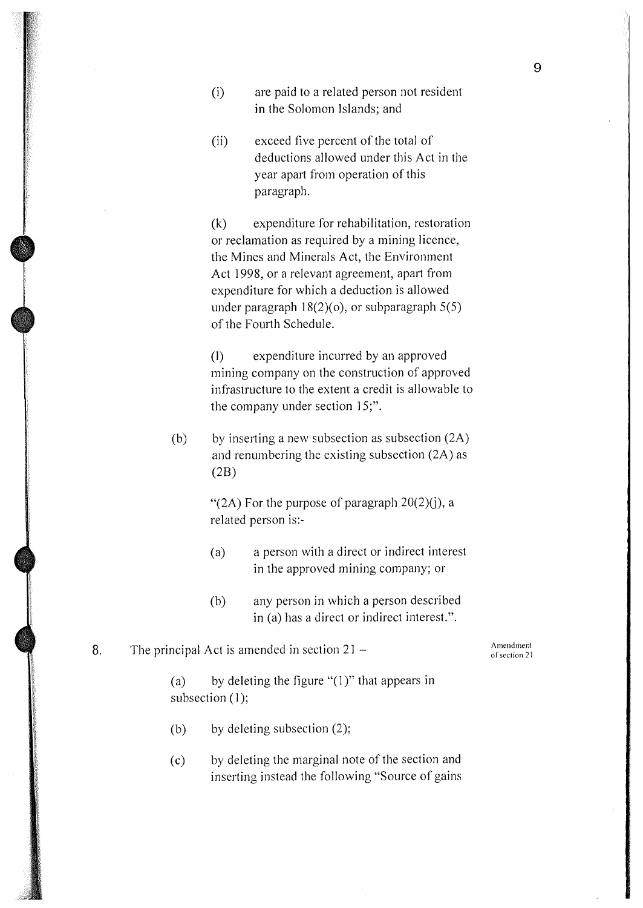(i) are paid to a related person not resident in the Solomon Islands; and

(ii) exceed five percent of the total of deductions allowed under this Act in the year apart from operation of this paragraph.

(k) expenditure for rehabilitation, restoration or reclamation as required by a mining licence, the Mines and Minerals Act, the Environment Act 1998, or a relevant agreement, apart from expenditure for which a deduction is allowed under paragraph 18(2)(o), or subparagraph 5(5) of the Fourth Schedule.

(l) expenditure incurred by an approved mining company on the construction of approved infrastructure to the extent a credit is allowable to the company under section 15;".

(b) by inserting a new subsection as subsection (2A) and renumbering the existing subsection (2A) as (2B)

"(2A) For the purpose of paragraph 20(2)(j), a related person is:-

(a) a person with a direct or indirect interest in the approved mining company; or

(b) any person in which a person described in (a) has a direct or indirect interest.".

8. The principal Act is amended in section 21 – *Amendment of section 21*

(a) by deleting the figure "(1)" that appears in subsection (1);

(b) by deleting subsection (2);

(c) by deleting the marginal note of the section and inserting instead the following "Source of gains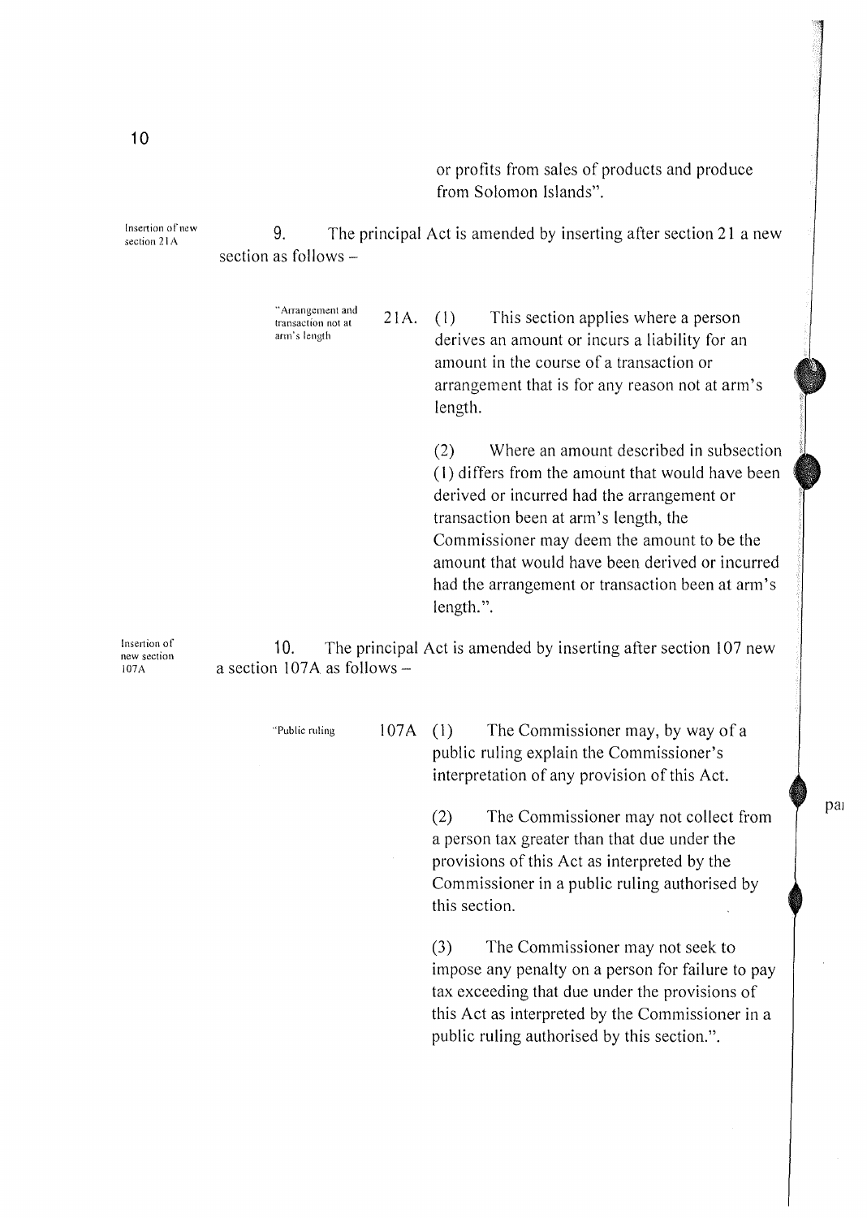or profits from sales of products and produce from Solomon Islands".

*Insertion of new section 21A*

9. The principal Act is amended by inserting after section 21 a new section as follows –

"*Arrangement and transaction not at arm's length*

21A. (1) This section applies where a person derives an amount or incurs a liability for an amount in the course of a transaction or arrangement that is for any reason not at arm's length.

(2) Where an amount described in subsection (1) differs from the amount that would have been derived or incurred had the arrangement or transaction been at arm's length, the Commissioner may deem the amount to be the amount that would have been derived or incurred had the arrangement or transaction been at arm's length.".

*Insertion of new section 107A*

10. The principal Act is amended by inserting after section 107 new a section 107A as follows –

"*Public ruling*

107A (1) The Commissioner may, by way of a public ruling explain the Commissioner's interpretation of any provision of this Act.

(2) The Commissioner may not collect from a person tax greater than that due under the provisions of this Act as interpreted by the Commissioner in a public ruling authorised by this section.

(3) The Commissioner may not seek to impose any penalty on a person for failure to pay tax exceeding that due under the provisions of this Act as interpreted by the Commissioner in a public ruling authorised by this section.".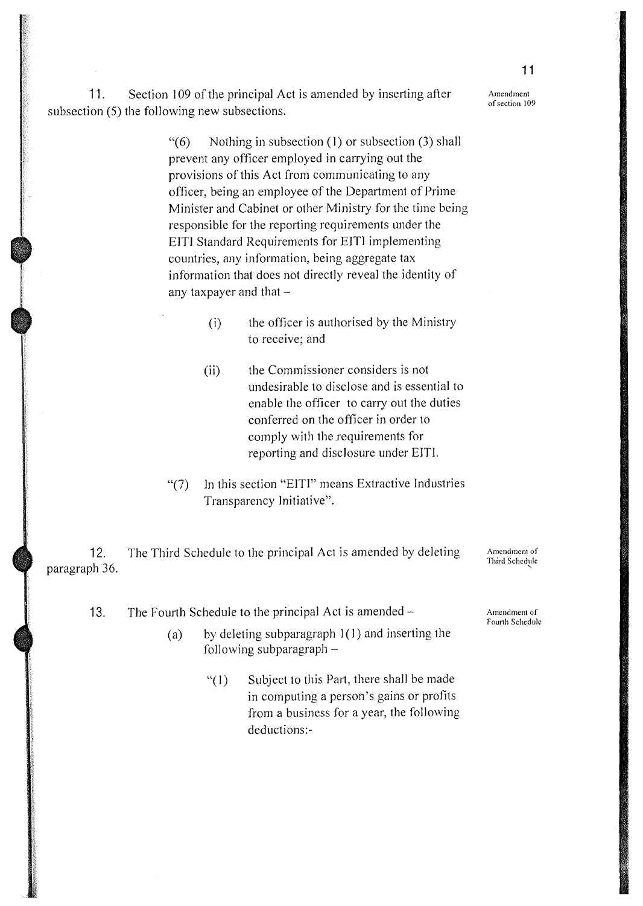**11.** Section 109 of the principal Act is amended by inserting after subsection (5) the following new subsections.

*Amendment of section 109*

> "(6) Nothing in subsection (1) or subsection (3) shall prevent any officer employed in carrying out the provisions of this Act from communicating to any officer, being an employee of the Department of Prime Minister and Cabinet or other Ministry for the time being responsible for the reporting requirements under the EITI Standard Requirements for EITI implementing countries, any information, being aggregate tax information that does not directly reveal the identity of any taxpayer and that –
>
> (i) the officer is authorised by the Ministry to receive; and
>
> (ii) the Commissioner considers is not undesirable to disclose and is essential to enable the officer to carry out the duties conferred on the officer in order to comply with the requirements for reporting and disclosure under EITI.
>
> "(7) In this section "EITI" means Extractive Industries Transparency Initiative".

**12.** The Third Schedule to the principal Act is amended by deleting paragraph 36.

*Amendment of Third Schedule*

**13.** The Fourth Schedule to the principal Act is amended –

*Amendment of Fourth Schedule*

> (a) by deleting subparagraph 1(1) and inserting the following subparagraph –
>
> > "(1) Subject to this Part, there shall be made in computing a person's gains or profits from a business for a year, the following deductions:-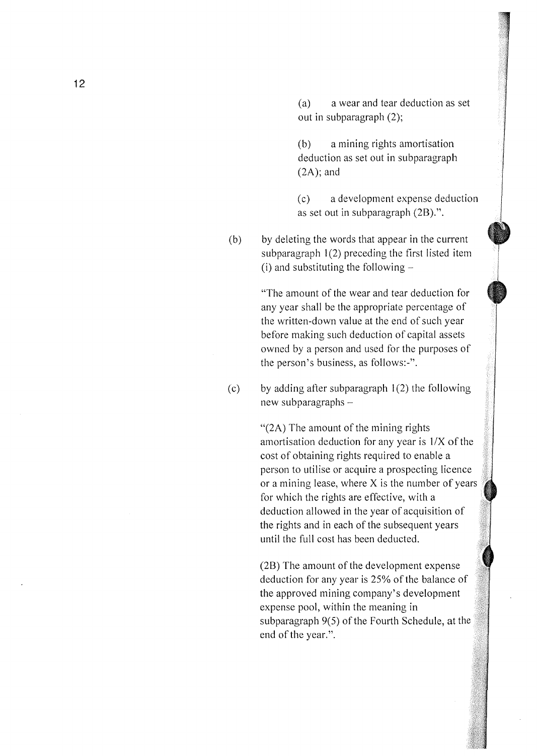(a) a wear and tear deduction as set out in subparagraph (2);

(b) a mining rights amortisation deduction as set out in subparagraph (2A); and

(c) a development expense deduction as set out in subparagraph (2B).".

(b) by deleting the words that appear in the current subparagraph 1(2) preceding the first listed item (i) and substituting the following –

"The amount of the wear and tear deduction for any year shall be the appropriate percentage of the written-down value at the end of such year before making such deduction of capital assets owned by a person and used for the purposes of the person's business, as follows:-".

(c) by adding after subparagraph 1(2) the following new subparagraphs –

"(2A) The amount of the mining rights amortisation deduction for any year is 1/X of the cost of obtaining rights required to enable a person to utilise or acquire a prospecting licence or a mining lease, where X is the number of years for which the rights are effective, with a deduction allowed in the year of acquisition of the rights and in each of the subsequent years until the full cost has been deducted.

(2B) The amount of the development expense deduction for any year is 25% of the balance of the approved mining company's development expense pool, within the meaning in subparagraph 9(5) of the Fourth Schedule, at the end of the year.".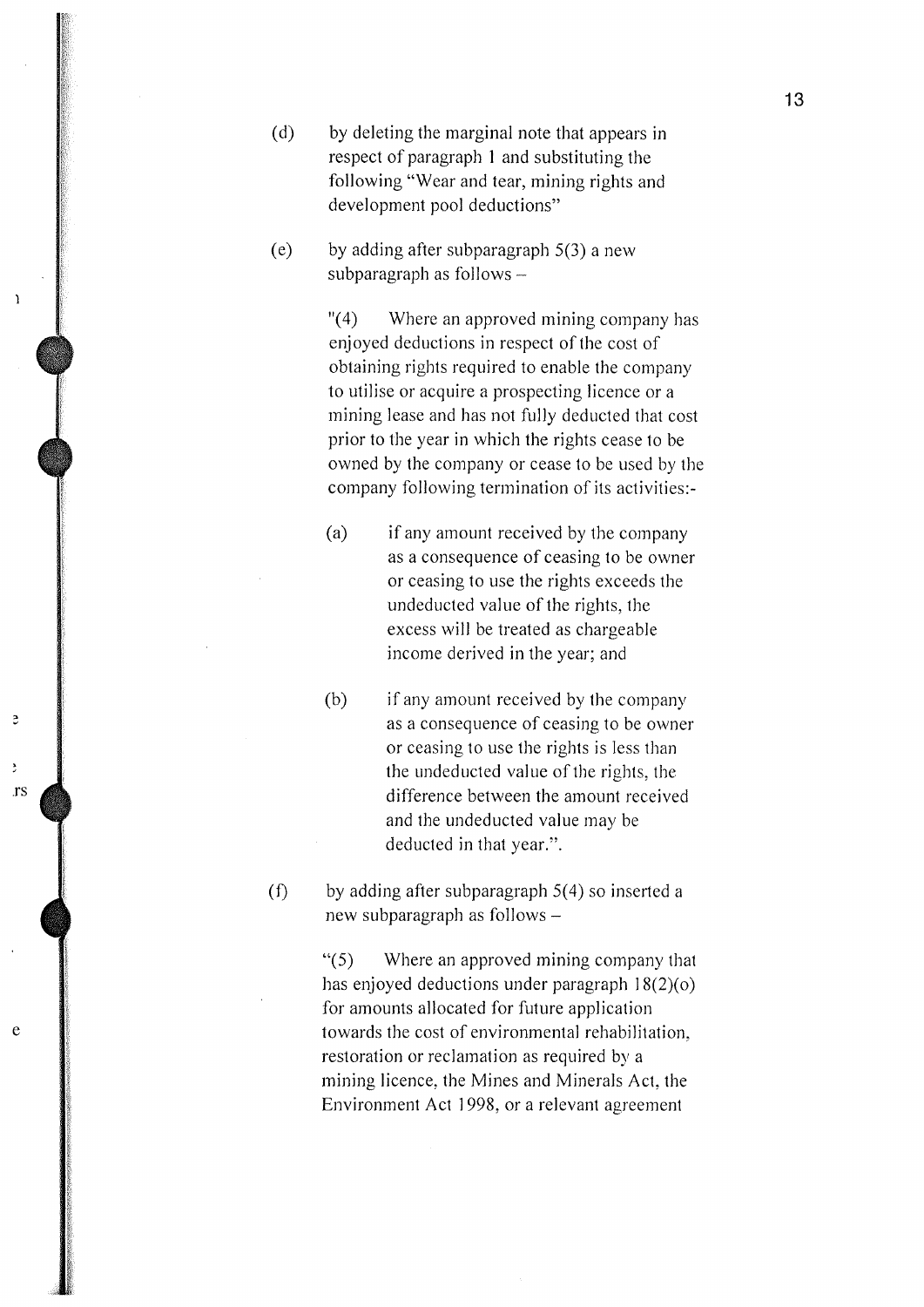(d) by deleting the marginal note that appears in respect of paragraph 1 and substituting the following "Wear and tear, mining rights and development pool deductions"

(e) by adding after subparagraph 5(3) a new subparagraph as follows –

> "(4) Where an approved mining company has enjoyed deductions in respect of the cost of obtaining rights required to enable the company to utilise or acquire a prospecting licence or a mining lease and has not fully deducted that cost prior to the year in which the rights cease to be owned by the company or cease to be used by the company following termination of its activities:-
>
> (a) if any amount received by the company as a consequence of ceasing to be owner or ceasing to use the rights exceeds the undeducted value of the rights, the excess will be treated as chargeable income derived in the year; and
>
> (b) if any amount received by the company as a consequence of ceasing to be owner or ceasing to use the rights is less than the undeducted value of the rights, the difference between the amount received and the undeducted value may be deducted in that year.".

(f) by adding after subparagraph 5(4) so inserted a new subparagraph as follows –

> "(5) Where an approved mining company that has enjoyed deductions under paragraph 18(2)(o) for amounts allocated for future application towards the cost of environmental rehabilitation, restoration or reclamation as required by a mining licence, the Mines and Minerals Act, the Environment Act 1998, or a relevant agreement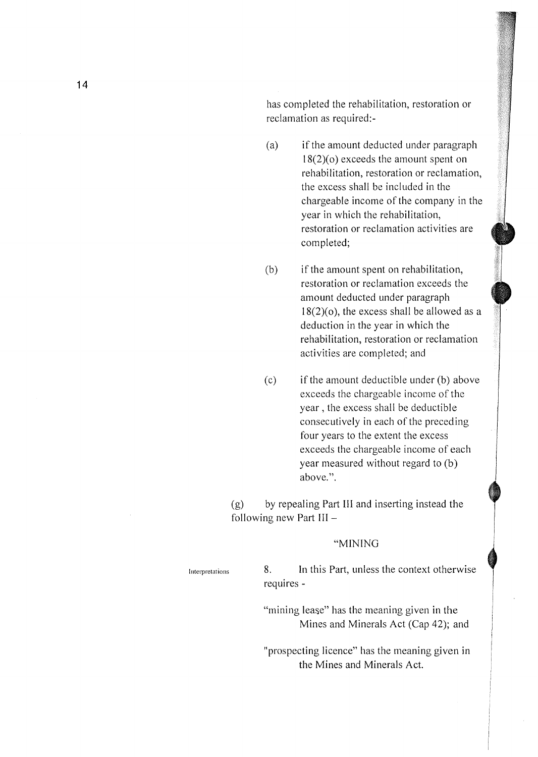has completed the rehabilitation, restoration or reclamation as required:-

(a) if the amount deducted under paragraph 18(2)(o) exceeds the amount spent on rehabilitation, restoration or reclamation, the excess shall be included in the chargeable income of the company in the year in which the rehabilitation, restoration or reclamation activities are completed;

(b) if the amount spent on rehabilitation, restoration or reclamation exceeds the amount deducted under paragraph 18(2)(o), the excess shall be allowed as a deduction in the year in which the rehabilitation, restoration or reclamation activities are completed; and

(c) if the amount deductible under (b) above exceeds the chargeable income of the year , the excess shall be deductible consecutively in each of the preceding four years to the extent the excess exceeds the chargeable income of each year measured without regard to (b) above.".

(g) by repealing Part III and inserting instead the following new Part III –

"MINING

Interpretations

8. In this Part, unless the context otherwise requires -

"mining lease" has the meaning given in the Mines and Minerals Act (Cap 42); and

"prospecting licence" has the meaning given in the Mines and Minerals Act.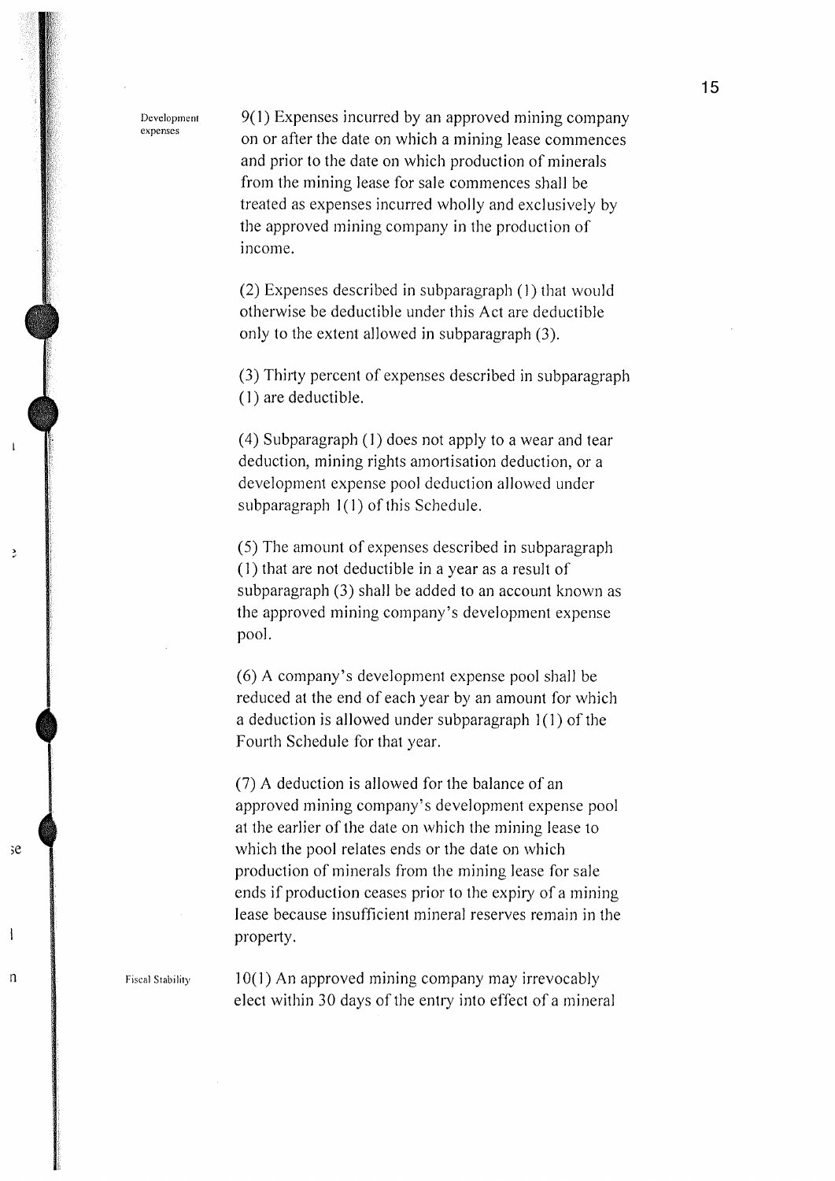**Development expenses**

9(1) Expenses incurred by an approved mining company on or after the date on which a mining lease commences and prior to the date on which production of minerals from the mining lease for sale commences shall be treated as expenses incurred wholly and exclusively by the approved mining company in the production of income.

(2) Expenses described in subparagraph (1) that would otherwise be deductible under this Act are deductible only to the extent allowed in subparagraph (3).

(3) Thirty percent of expenses described in subparagraph (1) are deductible.

(4) Subparagraph (1) does not apply to a wear and tear deduction, mining rights amortisation deduction, or a development expense pool deduction allowed under subparagraph 1(1) of this Schedule.

(5) The amount of expenses described in subparagraph (1) that are not deductible in a year as a result of subparagraph (3) shall be added to an account known as the approved mining company's development expense pool.

(6) A company's development expense pool shall be reduced at the end of each year by an amount for which a deduction is allowed under subparagraph 1(1) of the Fourth Schedule for that year.

(7) A deduction is allowed for the balance of an approved mining company's development expense pool at the earlier of the date on which the mining lease to which the pool relates ends or the date on which production of minerals from the mining lease for sale ends if production ceases prior to the expiry of a mining lease because insufficient mineral reserves remain in the property.

**Fiscal Stability**

10(1) An approved mining company may irrevocably elect within 30 days of the entry into effect of a mineral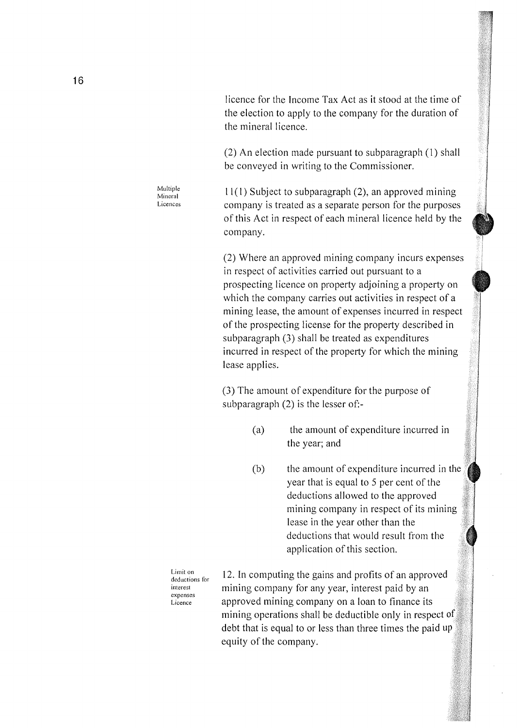licence for the Income Tax Act as it stood at the time of the election to apply to the company for the duration of the mineral licence.

(2) An election made pursuant to subparagraph (1) shall be conveyed in writing to the Commissioner.

Multiple Mineral Licences

11(1) Subject to subparagraph (2), an approved mining company is treated as a separate person for the purposes of this Act in respect of each mineral licence held by the company.

(2) Where an approved mining company incurs expenses in respect of activities carried out pursuant to a prospecting licence on property adjoining a property on which the company carries out activities in respect of a mining lease, the amount of expenses incurred in respect of the prospecting license for the property described in subparagraph (3) shall be treated as expenditures incurred in respect of the property for which the mining lease applies.

(3) The amount of expenditure for the purpose of subparagraph (2) is the lesser of:-

(a) the amount of expenditure incurred in the year; and

(b) the amount of expenditure incurred in the year that is equal to 5 per cent of the deductions allowed to the approved mining company in respect of its mining lease in the year other than the deductions that would result from the application of this section.

Limit on deductions for interest expenses Licence

12. In computing the gains and profits of an approved mining company for any year, interest paid by an approved mining company on a loan to finance its mining operations shall be deductible only in respect of debt that is equal to or less than three times the paid up equity of the company.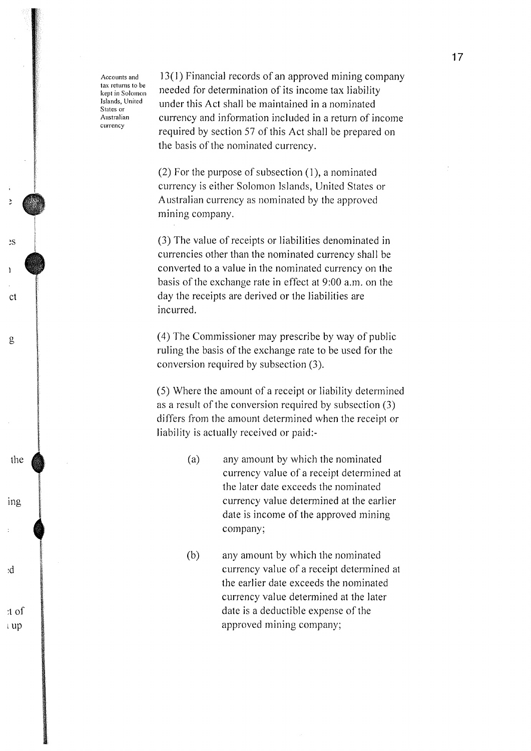Accounts and tax returns to be kept in Solomon Islands, United States or Australian currency

13(1) Financial records of an approved mining company needed for determination of its income tax liability under this Act shall be maintained in a nominated currency and information included in a return of income required by section 57 of this Act shall be prepared on the basis of the nominated currency.

(2) For the purpose of subsection (1), a nominated currency is either Solomon Islands, United States or Australian currency as nominated by the approved mining company.

(3) The value of receipts or liabilities denominated in currencies other than the nominated currency shall be converted to a value in the nominated currency on the basis of the exchange rate in effect at 9:00 a.m. on the day the receipts are derived or the liabilities are incurred.

(4) The Commissioner may prescribe by way of public ruling the basis of the exchange rate to be used for the conversion required by subsection (3).

(5) Where the amount of a receipt or liability determined as a result of the conversion required by subsection (3) differs from the amount determined when the receipt or liability is actually received or paid:-

(a) any amount by which the nominated currency value of a receipt determined at the later date exceeds the nominated currency value determined at the earlier date is income of the approved mining company;

(b) any amount by which the nominated currency value of a receipt determined at the earlier date exceeds the nominated currency value determined at the later date is a deductible expense of the approved mining company;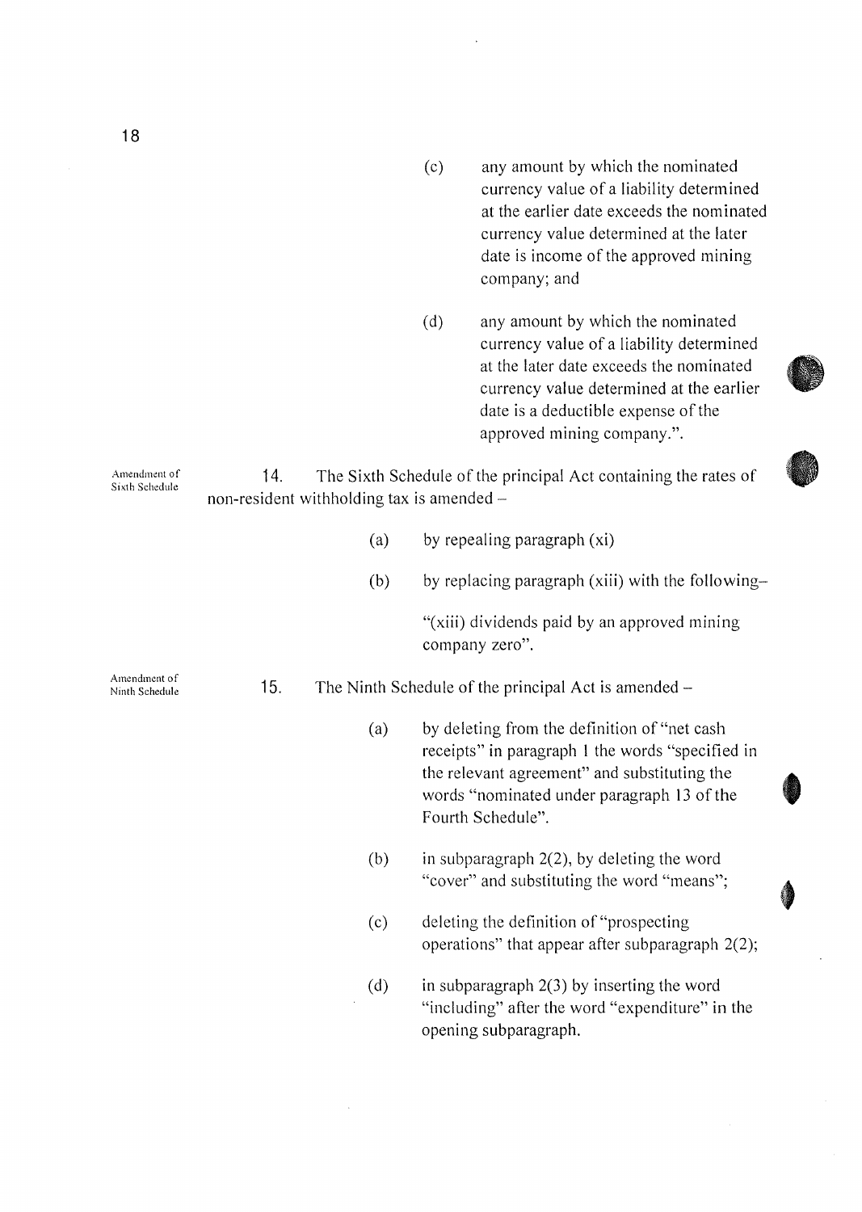(c) any amount by which the nominated currency value of a liability determined at the earlier date exceeds the nominated currency value determined at the later date is income of the approved mining company; and

(d) any amount by which the nominated currency value of a liability determined at the later date exceeds the nominated currency value determined at the earlier date is a deductible expense of the approved mining company.".

Amendment of Sixth Schedule

14. The Sixth Schedule of the principal Act containing the rates of non-resident withholding tax is amended –

(a) by repealing paragraph (xi)

(b) by replacing paragraph (xiii) with the following–

"(xiii) dividends paid by an approved mining company zero".

Amendment of Ninth Schedule

15. The Ninth Schedule of the principal Act is amended –

(a) by deleting from the definition of "net cash receipts" in paragraph 1 the words "specified in the relevant agreement" and substituting the words "nominated under paragraph 13 of the Fourth Schedule".

(b) in subparagraph 2(2), by deleting the word "cover" and substituting the word "means";

(c) deleting the definition of "prospecting operations" that appear after subparagraph 2(2);

(d) in subparagraph 2(3) by inserting the word "including" after the word "expenditure" in the opening subparagraph.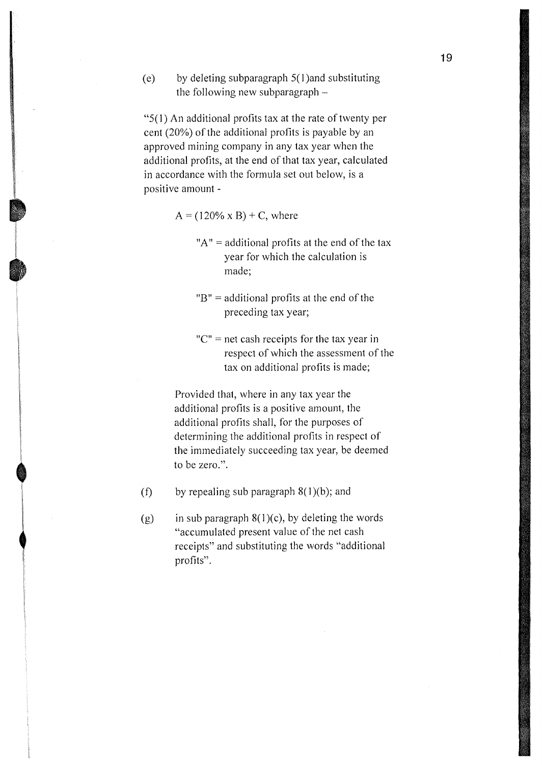(e) by deleting subparagraph 5(1)and substituting the following new subparagraph –

"5(1) An additional profits tax at the rate of twenty per cent (20%) of the additional profits is payable by an approved mining company in any tax year when the additional profits, at the end of that tax year, calculated in accordance with the formula set out below, is a positive amount -

$$A = (120\% \times B) + C, \text{ where}$$

"A" = additional profits at the end of the tax year for which the calculation is made;

"B" = additional profits at the end of the preceding tax year;

"C" = net cash receipts for the tax year in respect of which the assessment of the tax on additional profits is made;

Provided that, where in any tax year the additional profits is a positive amount, the additional profits shall, for the purposes of determining the additional profits in respect of the immediately succeeding tax year, be deemed to be zero.".

(f) by repealing sub paragraph 8(1)(b); and

(g) in sub paragraph 8(1)(c), by deleting the words "accumulated present value of the net cash receipts" and substituting the words "additional profits".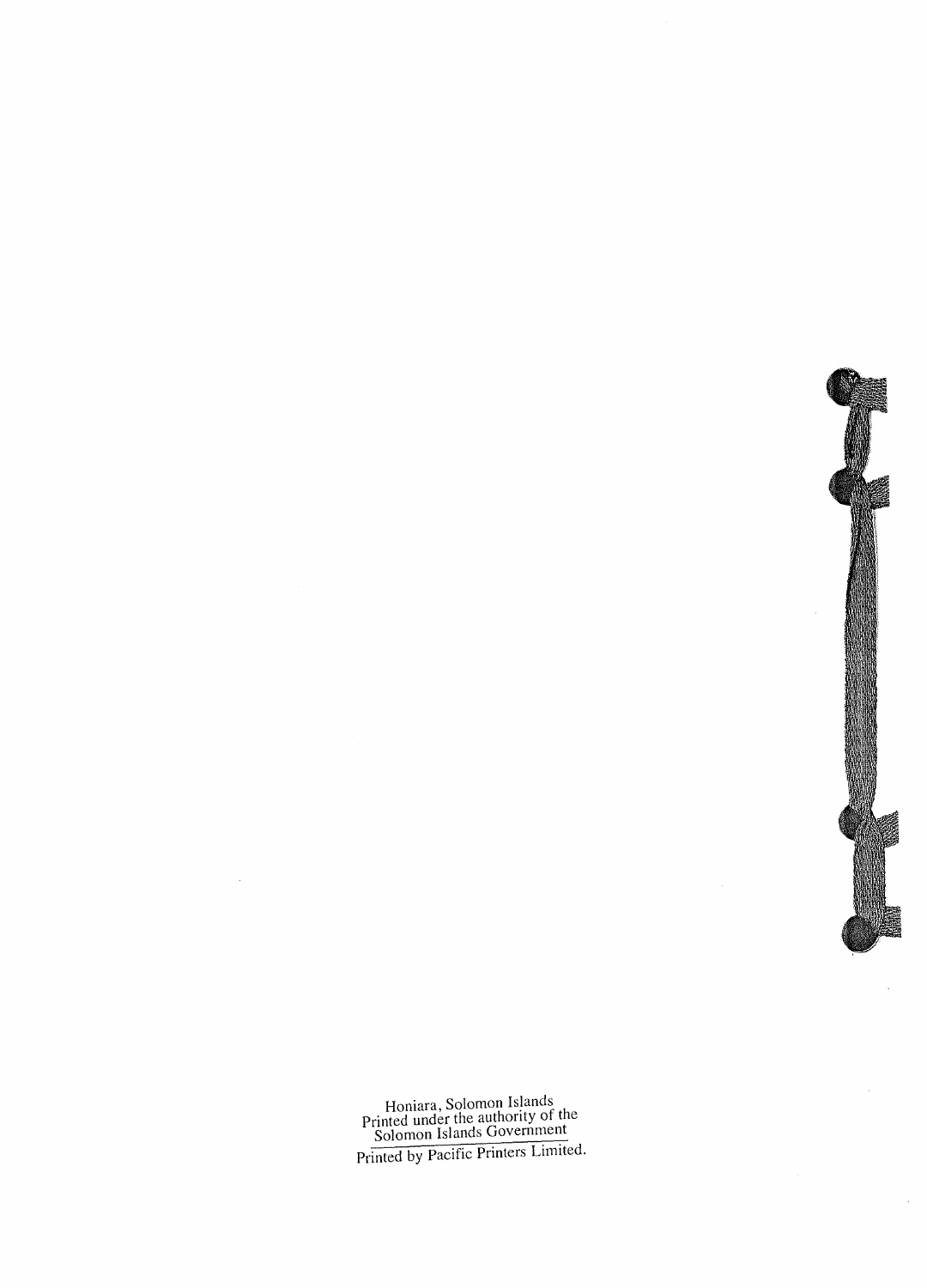Honiara, Solomon Islands
Printed under the authority of the
Solomon Islands Government

Printed by Pacific Printers Limited.